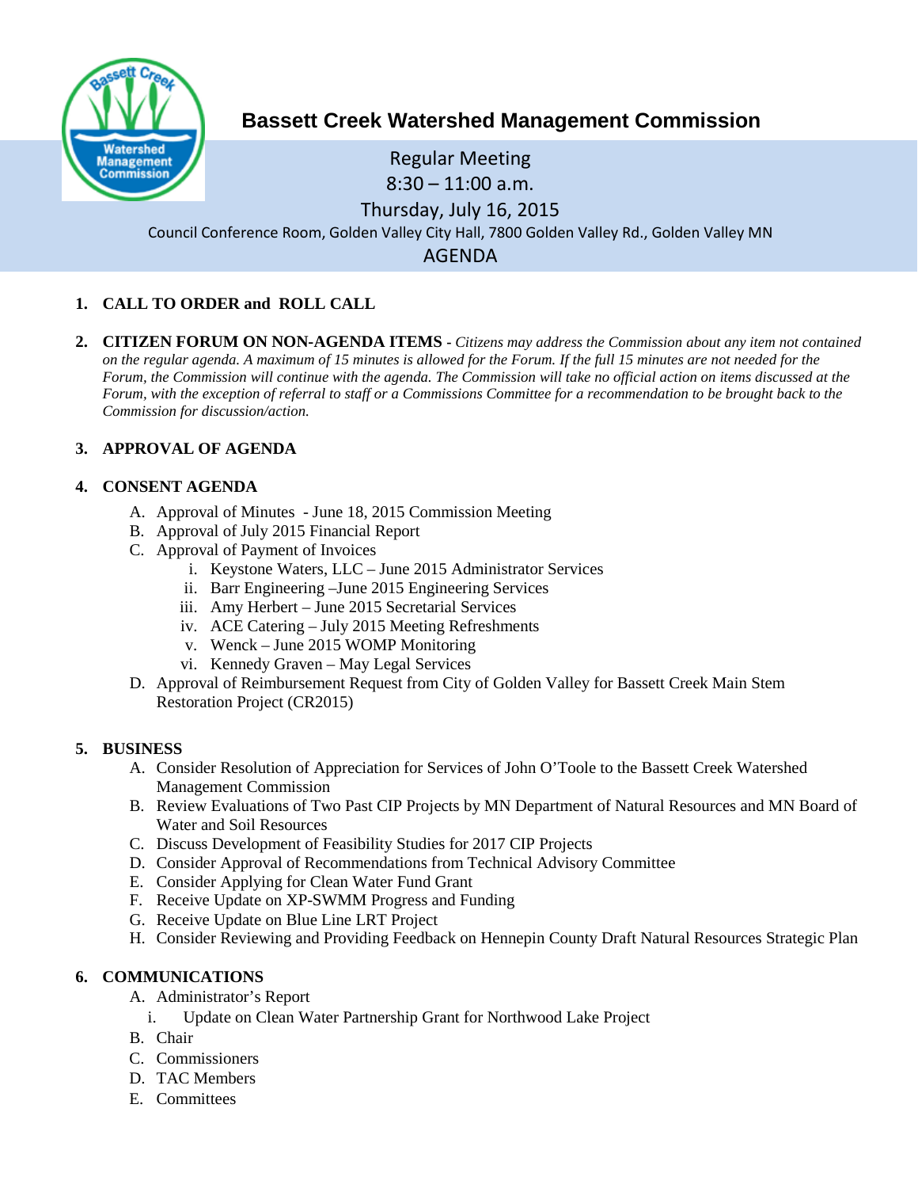# Bassett Creek Watershed Management Commission

Regular Meeting
8:30 – 11:00 a.m.
Thursday, July 16, 2015
Council Conference Room, Golden Valley City Hall, 7800 Golden Valley Rd., Golden Valley MN

AGENDA

1. **CALL TO ORDER and ROLL CALL**

2. **CITIZEN FORUM ON NON-AGENDA ITEMS** - *Citizens may address the Commission about any item not contained on the regular agenda. A maximum of 15 minutes is allowed for the Forum. If the full 15 minutes are not needed for the Forum, the Commission will continue with the agenda. The Commission will take no official action on items discussed at the Forum, with the exception of referral to staff or a Commissions Committee for a recommendation to be brought back to the Commission for discussion/action.*

3. **APPROVAL OF AGENDA**

4. **CONSENT AGENDA**
   - A. Approval of Minutes - June 18, 2015 Commission Meeting
   - B. Approval of July 2015 Financial Report
   - C. Approval of Payment of Invoices
     - i. Keystone Waters, LLC – June 2015 Administrator Services
     - ii. Barr Engineering –June 2015 Engineering Services
     - iii. Amy Herbert – June 2015 Secretarial Services
     - iv. ACE Catering – July 2015 Meeting Refreshments
     - v. Wenck – June 2015 WOMP Monitoring
     - vi. Kennedy Graven – May Legal Services
   - D. Approval of Reimbursement Request from City of Golden Valley for Bassett Creek Main Stem Restoration Project (CR2015)

5. **BUSINESS**
   - A. Consider Resolution of Appreciation for Services of John O'Toole to the Bassett Creek Watershed Management Commission
   - B. Review Evaluations of Two Past CIP Projects by MN Department of Natural Resources and MN Board of Water and Soil Resources
   - C. Discuss Development of Feasibility Studies for 2017 CIP Projects
   - D. Consider Approval of Recommendations from Technical Advisory Committee
   - E. Consider Applying for Clean Water Fund Grant
   - F. Receive Update on XP-SWMM Progress and Funding
   - G. Receive Update on Blue Line LRT Project
   - H. Consider Reviewing and Providing Feedback on Hennepin County Draft Natural Resources Strategic Plan

6. **COMMUNICATIONS**
   - A. Administrator's Report
     - i. Update on Clean Water Partnership Grant for Northwood Lake Project
   - B. Chair
   - C. Commissioners
   - D. TAC Members
   - E. Committees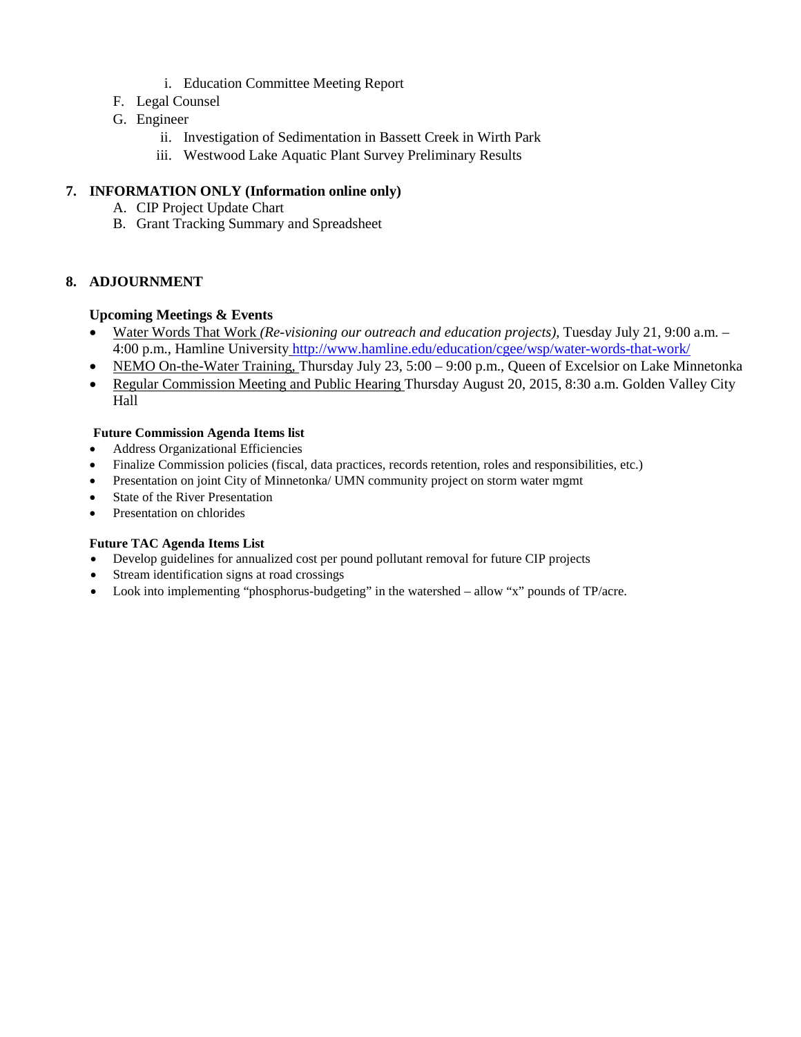i. Education Committee Meeting Report

F. Legal Counsel

G. Engineer

   ii. Investigation of Sedimentation in Bassett Creek in Wirth Park

   iii. Westwood Lake Aquatic Plant Survey Preliminary Results

**7. INFORMATION ONLY (Information online only)**

A. CIP Project Update Chart

B. Grant Tracking Summary and Spreadsheet

**8. ADJOURNMENT**

**Upcoming Meetings & Events**

- Water Words That Work *(Re-visioning our outreach and education projects)*, Tuesday July 21, 9:00 a.m. – 4:00 p.m., Hamline University http://www.hamline.edu/education/cgee/wsp/water-words-that-work/
- NEMO On-the-Water Training, Thursday July 23, 5:00 – 9:00 p.m., Queen of Excelsior on Lake Minnetonka
- Regular Commission Meeting and Public Hearing Thursday August 20, 2015, 8:30 a.m. Golden Valley City Hall

**Future Commission Agenda Items list**

- Address Organizational Efficiencies
- Finalize Commission policies (fiscal, data practices, records retention, roles and responsibilities, etc.)
- Presentation on joint City of Minnetonka/ UMN community project on storm water mgmt
- State of the River Presentation
- Presentation on chlorides

**Future TAC Agenda Items List**

- Develop guidelines for annualized cost per pound pollutant removal for future CIP projects
- Stream identification signs at road crossings
- Look into implementing "phosphorus-budgeting" in the watershed – allow "x" pounds of TP/acre.